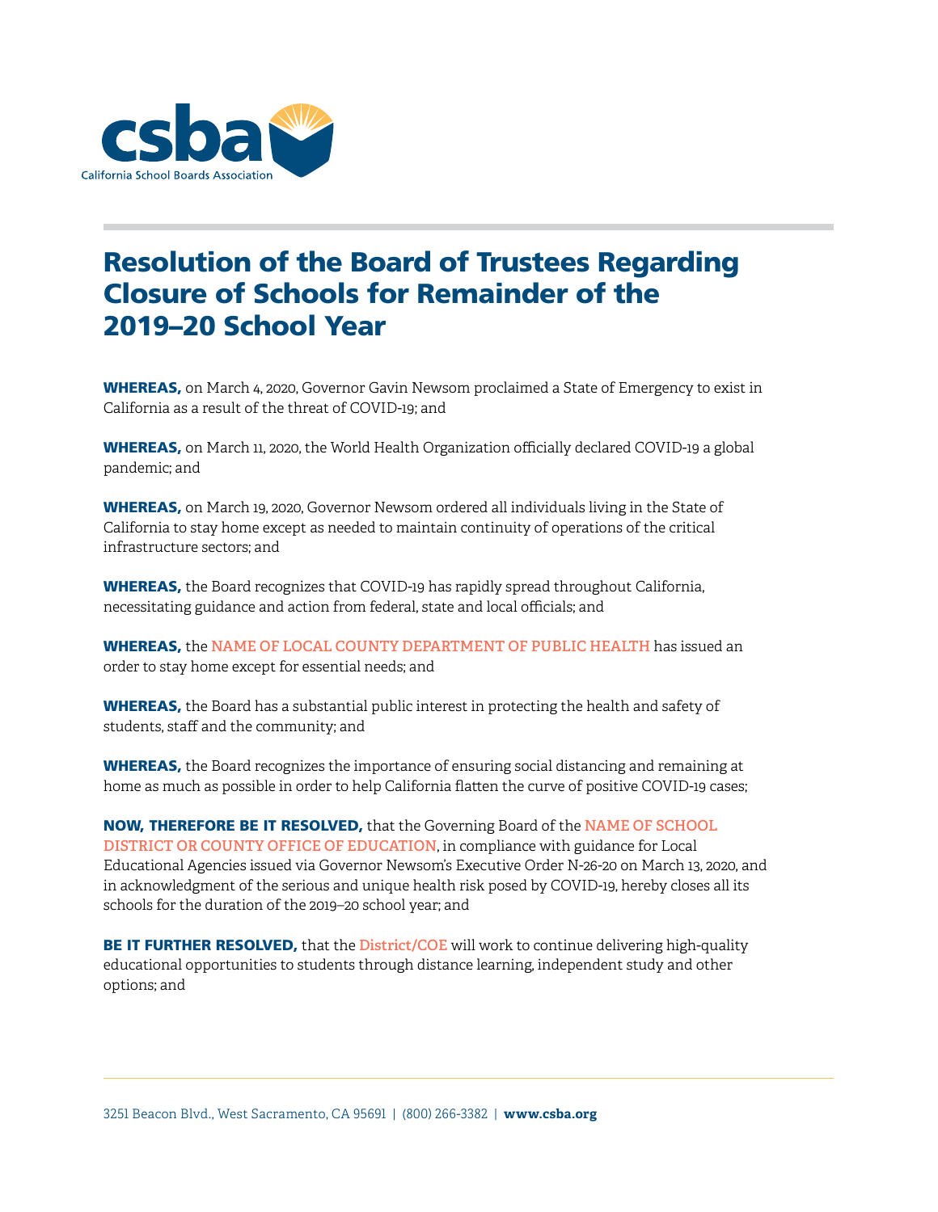csba

California School Boards Association

# Resolution of the Board of Trustees Regarding Closure of Schools for Remainder of the 2019–20 School Year

**WHEREAS,** on March 4, 2020, Governor Gavin Newsom proclaimed a State of Emergency to exist in California as a result of the threat of COVID-19; and

**WHEREAS,** on March 11, 2020, the World Health Organization officially declared COVID-19 a global pandemic; and

**WHEREAS,** on March 19, 2020, Governor Newsom ordered all individuals living in the State of California to stay home except as needed to maintain continuity of operations of the critical infrastructure sectors; and

**WHEREAS,** the Board recognizes that COVID-19 has rapidly spread throughout California, necessitating guidance and action from federal, state and local officials; and

**WHEREAS,** the **NAME OF LOCAL COUNTY DEPARTMENT OF PUBLIC HEALTH** has issued an order to stay home except for essential needs; and

**WHEREAS,** the Board has a substantial public interest in protecting the health and safety of students, staff and the community; and

**WHEREAS,** the Board recognizes the importance of ensuring social distancing and remaining at home as much as possible in order to help California flatten the curve of positive COVID-19 cases;

**NOW, THEREFORE BE IT RESOLVED,** that the Governing Board of the **NAME OF SCHOOL DISTRICT OR COUNTY OFFICE OF EDUCATION**, in compliance with guidance for Local Educational Agencies issued via Governor Newsom's Executive Order N-26-20 on March 13, 2020, and in acknowledgment of the serious and unique health risk posed by COVID-19, hereby closes all its schools for the duration of the 2019–20 school year; and

**BE IT FURTHER RESOLVED,** that the **District/COE** will work to continue delivering high-quality educational opportunities to students through distance learning, independent study and other options; and

3251 Beacon Blvd., West Sacramento, CA 95691 | (800) 266-3382 | **www.csba.org**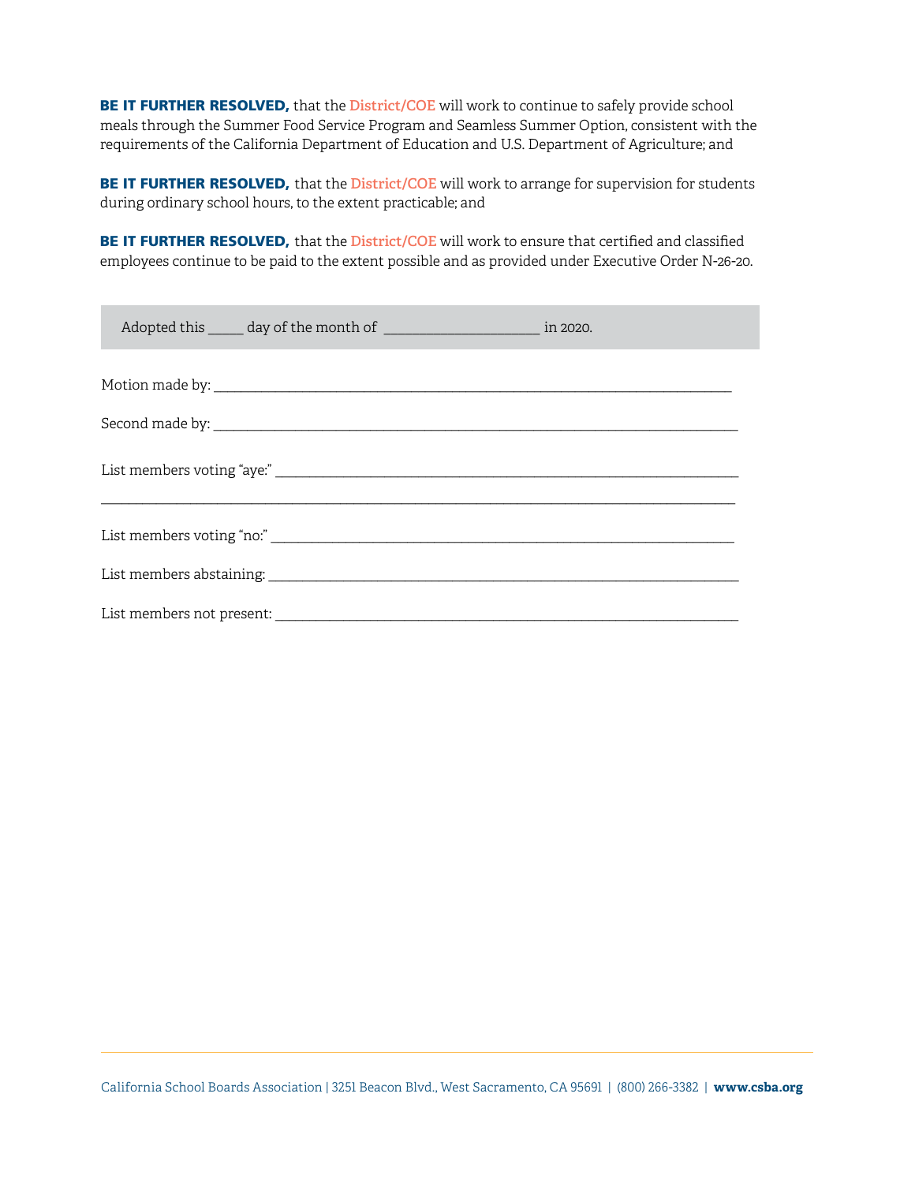**BE IT FURTHER RESOLVED,** that the **District/COE** will work to continue to safely provide school meals through the Summer Food Service Program and Seamless Summer Option, consistent with the requirements of the California Department of Education and U.S. Department of Agriculture; and

**BE IT FURTHER RESOLVED,** that the **District/COE** will work to arrange for supervision for students during ordinary school hours, to the extent practicable; and

**BE IT FURTHER RESOLVED,** that the **District/COE** will work to ensure that certified and classified employees continue to be paid to the extent possible and as provided under Executive Order N-26-20.

Adopted this _____ day of the month of ____________________ in 2020.

Motion made by: ____________________________________________________________

Second made by: ____________________________________________________________

List members voting "aye:" ____________________________________________________

____________________________________________________________________________

List members voting "no:" _____________________________________________________

List members abstaining: ______________________________________________________

List members not present: _____________________________________________________

California School Boards Association | 3251 Beacon Blvd., West Sacramento, CA 95691 | (800) 266-3382 | **www.csba.org**